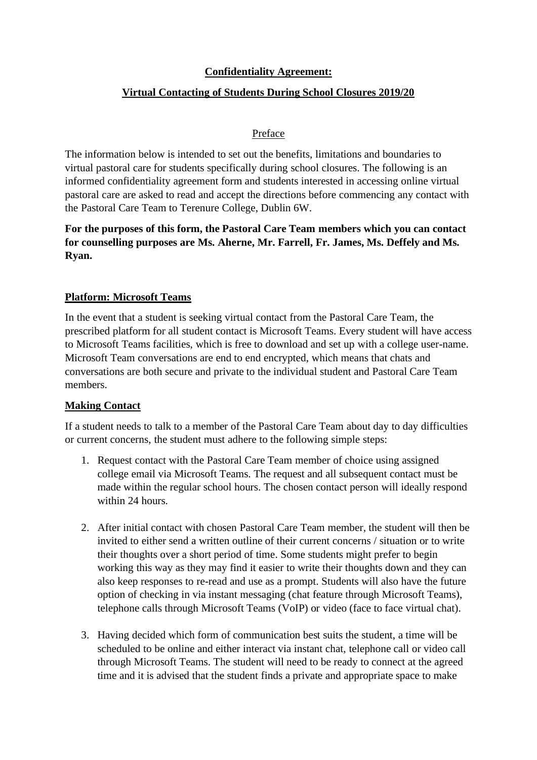**Confidentiality Agreement:**

**Virtual Contacting of Students During School Closures 2019/20**

Preface

The information below is intended to set out the benefits, limitations and boundaries to virtual pastoral care for students specifically during school closures. The following is an informed confidentiality agreement form and students interested in accessing online virtual pastoral care are asked to read and accept the directions before commencing any contact with the Pastoral Care Team to Terenure College, Dublin 6W.

**For the purposes of this form, the Pastoral Care Team members which you can contact for counselling purposes are Ms. Aherne, Mr. Farrell, Fr. James, Ms. Deffely and Ms. Ryan.**

**Platform: Microsoft Teams**

In the event that a student is seeking virtual contact from the Pastoral Care Team, the prescribed platform for all student contact is Microsoft Teams. Every student will have access to Microsoft Teams facilities, which is free to download and set up with a college user-name. Microsoft Team conversations are end to end encrypted, which means that chats and conversations are both secure and private to the individual student and Pastoral Care Team members.

**Making Contact**

If a student needs to talk to a member of the Pastoral Care Team about day to day difficulties or current concerns, the student must adhere to the following simple steps:

1. Request contact with the Pastoral Care Team member of choice using assigned college email via Microsoft Teams. The request and all subsequent contact must be made within the regular school hours. The chosen contact person will ideally respond within 24 hours.

2. After initial contact with chosen Pastoral Care Team member, the student will then be invited to either send a written outline of their current concerns / situation or to write their thoughts over a short period of time. Some students might prefer to begin working this way as they may find it easier to write their thoughts down and they can also keep responses to re-read and use as a prompt. Students will also have the future option of checking in via instant messaging (chat feature through Microsoft Teams), telephone calls through Microsoft Teams (VoIP) or video (face to face virtual chat).

3. Having decided which form of communication best suits the student, a time will be scheduled to be online and either interact via instant chat, telephone call or video call through Microsoft Teams. The student will need to be ready to connect at the agreed time and it is advised that the student finds a private and appropriate space to make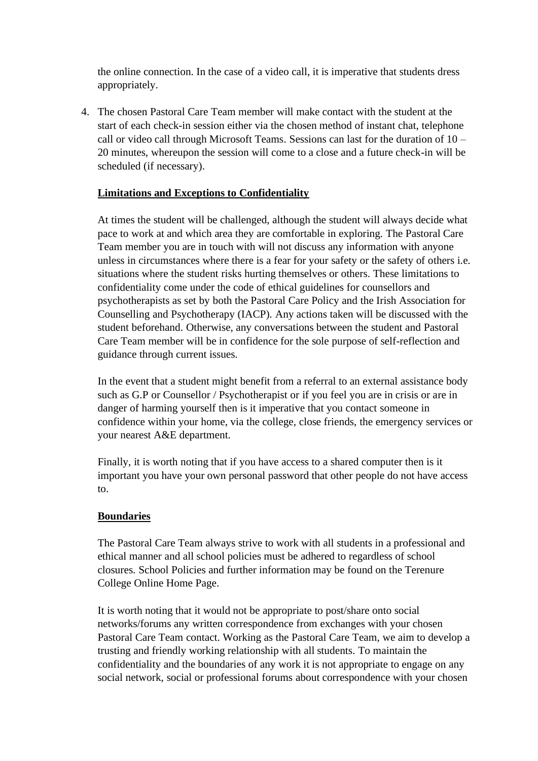the online connection. In the case of a video call, it is imperative that students dress appropriately.

4. The chosen Pastoral Care Team member will make contact with the student at the start of each check-in session either via the chosen method of instant chat, telephone call or video call through Microsoft Teams. Sessions can last for the duration of 10 – 20 minutes, whereupon the session will come to a close and a future check-in will be scheduled (if necessary).

**Limitations and Exceptions to Confidentiality**

At times the student will be challenged, although the student will always decide what pace to work at and which area they are comfortable in exploring. The Pastoral Care Team member you are in touch with will not discuss any information with anyone unless in circumstances where there is a fear for your safety or the safety of others i.e. situations where the student risks hurting themselves or others. These limitations to confidentiality come under the code of ethical guidelines for counsellors and psychotherapists as set by both the Pastoral Care Policy and the Irish Association for Counselling and Psychotherapy (IACP). Any actions taken will be discussed with the student beforehand. Otherwise, any conversations between the student and Pastoral Care Team member will be in confidence for the sole purpose of self-reflection and guidance through current issues.

In the event that a student might benefit from a referral to an external assistance body such as G.P or Counsellor / Psychotherapist or if you feel you are in crisis or are in danger of harming yourself then is it imperative that you contact someone in confidence within your home, via the college, close friends, the emergency services or your nearest A&E department.

Finally, it is worth noting that if you have access to a shared computer then is it important you have your own personal password that other people do not have access to.

**Boundaries**

The Pastoral Care Team always strive to work with all students in a professional and ethical manner and all school policies must be adhered to regardless of school closures. School Policies and further information may be found on the Terenure College Online Home Page.

It is worth noting that it would not be appropriate to post/share onto social networks/forums any written correspondence from exchanges with your chosen Pastoral Care Team contact. Working as the Pastoral Care Team, we aim to develop a trusting and friendly working relationship with all students. To maintain the confidentiality and the boundaries of any work it is not appropriate to engage on any social network, social or professional forums about correspondence with your chosen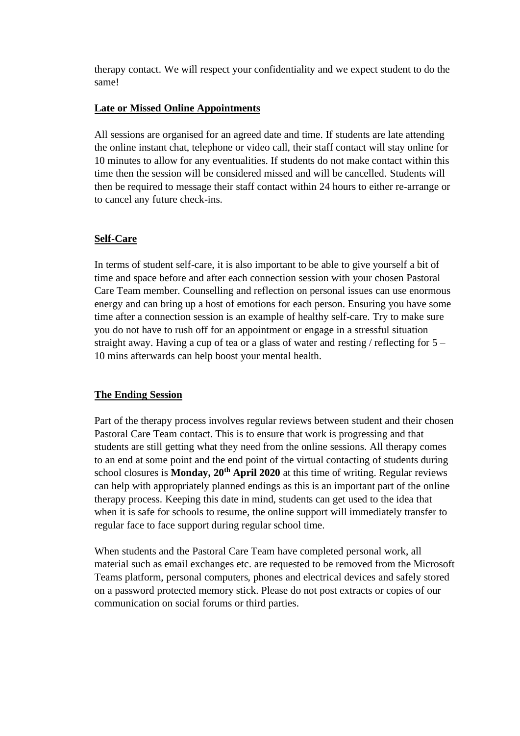therapy contact. We will respect your confidentiality and we expect student to do the same!

**Late or Missed Online Appointments**

All sessions are organised for an agreed date and time. If students are late attending the online instant chat, telephone or video call, their staff contact will stay online for 10 minutes to allow for any eventualities. If students do not make contact within this time then the session will be considered missed and will be cancelled. Students will then be required to message their staff contact within 24 hours to either re-arrange or to cancel any future check-ins.

**Self-Care**

In terms of student self-care, it is also important to be able to give yourself a bit of time and space before and after each connection session with your chosen Pastoral Care Team member. Counselling and reflection on personal issues can use enormous energy and can bring up a host of emotions for each person. Ensuring you have some time after a connection session is an example of healthy self-care. Try to make sure you do not have to rush off for an appointment or engage in a stressful situation straight away. Having a cup of tea or a glass of water and resting / reflecting for 5 – 10 mins afterwards can help boost your mental health.

**The Ending Session**

Part of the therapy process involves regular reviews between student and their chosen Pastoral Care Team contact. This is to ensure that work is progressing and that students are still getting what they need from the online sessions. All therapy comes to an end at some point and the end point of the virtual contacting of students during school closures is **Monday, 20th April 2020** at this time of writing. Regular reviews can help with appropriately planned endings as this is an important part of the online therapy process. Keeping this date in mind, students can get used to the idea that when it is safe for schools to resume, the online support will immediately transfer to regular face to face support during regular school time.

When students and the Pastoral Care Team have completed personal work, all material such as email exchanges etc. are requested to be removed from the Microsoft Teams platform, personal computers, phones and electrical devices and safely stored on a password protected memory stick. Please do not post extracts or copies of our communication on social forums or third parties.